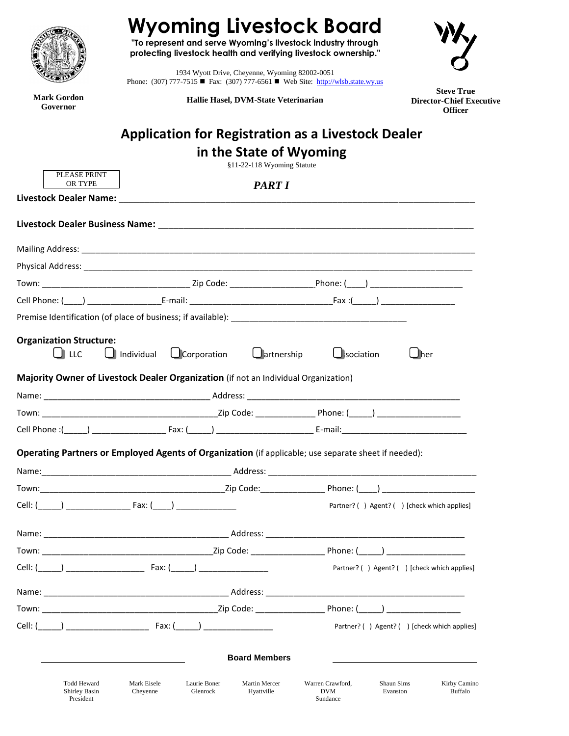# Wyoming Livestock Board

**"To represent and serve Wyoming's livestock industry through protecting livestock health and verifying livestock ownership."**

1934 Wyott Drive, Cheyenne, Wyoming 82002-0051
Phone: (307) 777-7515 ■ Fax: (307) 777-6561 ■ Web Site: http://wlsb.state.wy.us

**Mark Gordon**
**Governor**

**Hallie Hasel, DVM-State Veterinarian**

**Steve True**
**Director-Chief Executive Officer**

## Application for Registration as a Livestock Dealer in the State of Wyoming

§11-22-118 Wyoming Statute

PLEASE PRINT OR TYPE

***PART I***

**Livestock Dealer Name:** ______________________________________________

**Livestock Dealer Business Name:** ______________________________________________

Mailing Address: ______________________________________________

Physical Address: ______________________________________________

Town: ____________________ Zip Code: ____________ Phone: (____) ______________

Cell Phone: (____) ____________ E-mail: ____________________ Fax :(_____) ____________

Premise Identification (of place of business; if available): ______________________________

**Organization Structure:**

☐ LLC ☐ Individual ☐ Corporation ☐ Partnership ☐ Association ☐ Other

**Majority Owner of Livestock Dealer Organization** (if not an Individual Organization)

Name: ________________________ Address: ______________________________

Town: ________________________ Zip Code: ____________ Phone: (_____) ______________

Cell Phone :(_____) ____________ Fax: (_____) ______________ E-mail: ____________________

**Operating Partners or Employed Agents of Organization** (if applicable; use separate sheet if needed):

Name: ________________________ Address: ______________________________

Town: ________________________ Zip Code: ____________ Phone: (____) ______________

Cell: (_____) ____________ Fax: (____) ____________ Partner? ( ) Agent? ( ) [check which applies]

Name: ________________________ Address: ______________________________

Town: ________________________ Zip Code: ____________ Phone: (_____) ______________

Cell: (_____) ____________ Fax: (_____) ____________ Partner? ( ) Agent? ( ) [check which applies]

Name: ________________________ Address: ______________________________

Town: ________________________ Zip Code: ____________ Phone: (_____) ______________

Cell: (_____) ____________ Fax: (_____) ____________ Partner? ( ) Agent? ( ) [check which applies]

**Board Members**

| Todd Heward | Mark Eisele | Laurie Boner | Martin Mercer | Warren Crawford, DVM | Shaun Sims | Kirby Camino |
|---|---|---|---|---|---|---|
| Shirley Basin, President | Cheyenne | Glenrock | Hyattville | Sundance | Evanston | Buffalo |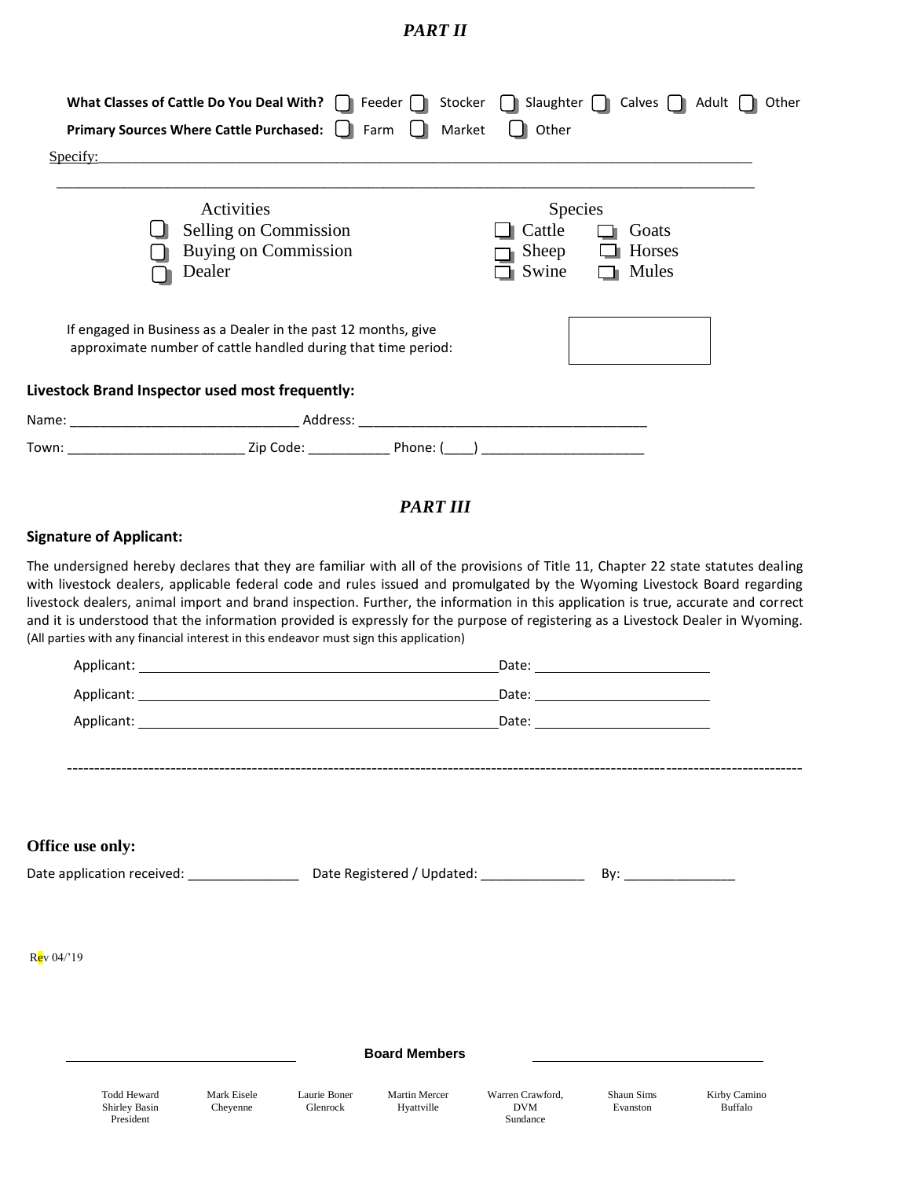## *PART II*

**What Classes of Cattle Do You Deal With?** ☐ Feeder ☐ Stocker ☐ Slaughter ☐ Calves ☐ Adult ☐ Other

**Primary Sources Where Cattle Purchased:** ☐ Farm ☐ Market ☐ Other

Specify: ____________________________________________________________________________________________

____________________________________________________________________________________________

| Activities | Species | |
|---|---|---|
| ☐ Selling on Commission | ☐ Cattle | ☐ Goats |
| ☐ Buying on Commission | ☐ Sheep | ☐ Horses |
| ☐ Dealer | ☐ Swine | ☐ Mules |

If engaged in Business as a Dealer in the past 12 months, give approximate number of cattle handled during that time period: ☐

**Livestock Brand Inspector used most frequently:**

Name: ______________________________ Address: ______________________________________

Town: ________________________ Zip Code: ___________ Phone: (____) _____________________

## *PART III*

**Signature of Applicant:**

The undersigned hereby declares that they are familiar with all of the provisions of Title 11, Chapter 22 state statutes dealing with livestock dealers, applicable federal code and rules issued and promulgated by the Wyoming Livestock Board regarding livestock dealers, animal import and brand inspection. Further, the information in this application is true, accurate and correct and it is understood that the information provided is expressly for the purpose of registering as a Livestock Dealer in Wyoming. (All parties with any financial interest in this endeavor must sign this application)

Applicant: ________________________________________________ Date: ________________________

Applicant: ________________________________________________ Date: ________________________

Applicant: ________________________________________________ Date: ________________________

---

**Office use only:**

Date application received: _______________ Date Registered / Updated: ______________ By: _______________

Rev 04/'19

**Board Members**

| | | | | | | |
|---|---|---|---|---|---|---|
| Todd Heward<br>Shirley Basin<br>President | Mark Eisele<br>Cheyenne | Laurie Boner<br>Glenrock | Martin Mercer<br>Hyattville | Warren Crawford, DVM<br>Sundance | Shaun Sims<br>Evanston | Kirby Camino<br>Buffalo |